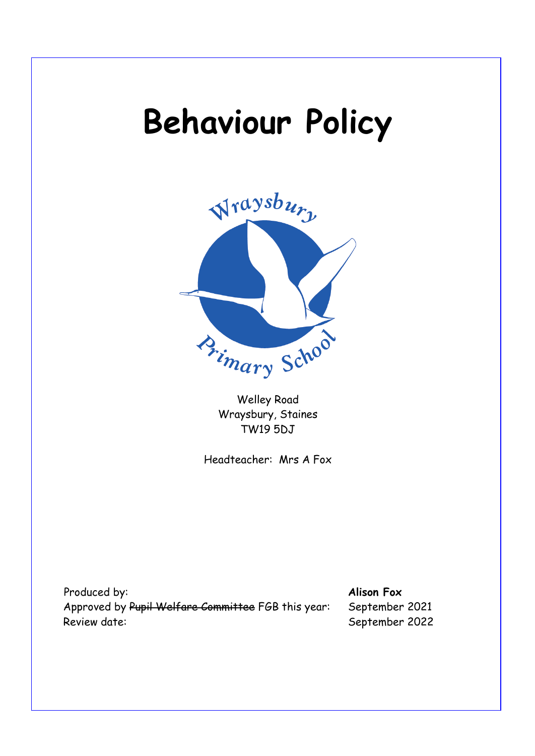# Behaviour Policy

Wraysbury Primary School

Welley Road
Wraysbury, Staines
TW19 5DJ

Headteacher: Mrs A Fox

| | |
|---|---|
| Produced by: | **Alison Fox** |
| Approved by ~~Pupil Welfare Committee~~ FGB this year: | September 2021 |
| Review date: | September 2022 |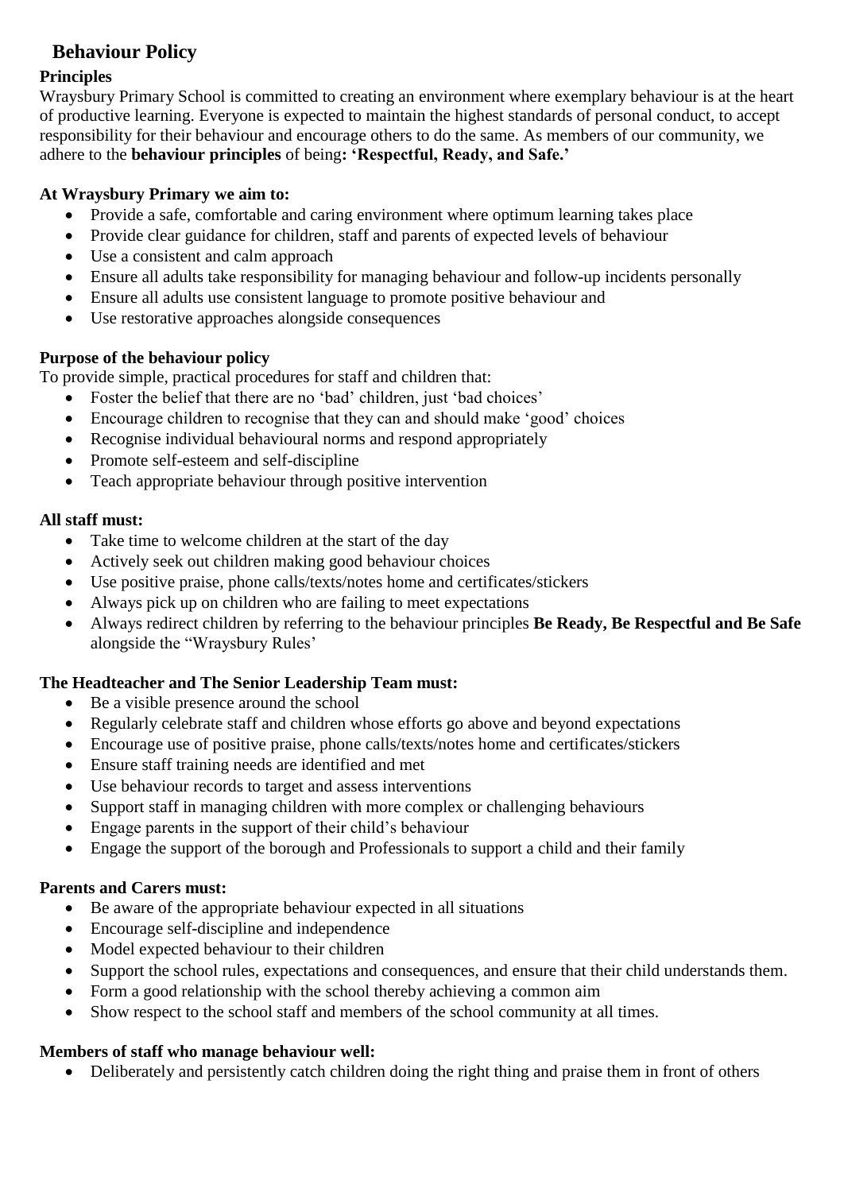## Behaviour Policy

### Principles

Wraysbury Primary School is committed to creating an environment where exemplary behaviour is at the heart of productive learning. Everyone is expected to maintain the highest standards of personal conduct, to accept responsibility for their behaviour and encourage others to do the same. As members of our community, we adhere to the **behaviour principles** of being**: 'Respectful, Ready, and Safe.'**

### At Wraysbury Primary we aim to:

- Provide a safe, comfortable and caring environment where optimum learning takes place
- Provide clear guidance for children, staff and parents of expected levels of behaviour
- Use a consistent and calm approach
- Ensure all adults take responsibility for managing behaviour and follow-up incidents personally
- Ensure all adults use consistent language to promote positive behaviour and
- Use restorative approaches alongside consequences

### Purpose of the behaviour policy

To provide simple, practical procedures for staff and children that:

- Foster the belief that there are no 'bad' children, just 'bad choices'
- Encourage children to recognise that they can and should make 'good' choices
- Recognise individual behavioural norms and respond appropriately
- Promote self-esteem and self-discipline
- Teach appropriate behaviour through positive intervention

### All staff must:

- Take time to welcome children at the start of the day
- Actively seek out children making good behaviour choices
- Use positive praise, phone calls/texts/notes home and certificates/stickers
- Always pick up on children who are failing to meet expectations
- Always redirect children by referring to the behaviour principles **Be Ready, Be Respectful and Be Safe** alongside the "Wraysbury Rules'

### The Headteacher and The Senior Leadership Team must:

- Be a visible presence around the school
- Regularly celebrate staff and children whose efforts go above and beyond expectations
- Encourage use of positive praise, phone calls/texts/notes home and certificates/stickers
- Ensure staff training needs are identified and met
- Use behaviour records to target and assess interventions
- Support staff in managing children with more complex or challenging behaviours
- Engage parents in the support of their child's behaviour
- Engage the support of the borough and Professionals to support a child and their family

### Parents and Carers must:

- Be aware of the appropriate behaviour expected in all situations
- Encourage self-discipline and independence
- Model expected behaviour to their children
- Support the school rules, expectations and consequences, and ensure that their child understands them.
- Form a good relationship with the school thereby achieving a common aim
- Show respect to the school staff and members of the school community at all times.

### Members of staff who manage behaviour well:

- Deliberately and persistently catch children doing the right thing and praise them in front of others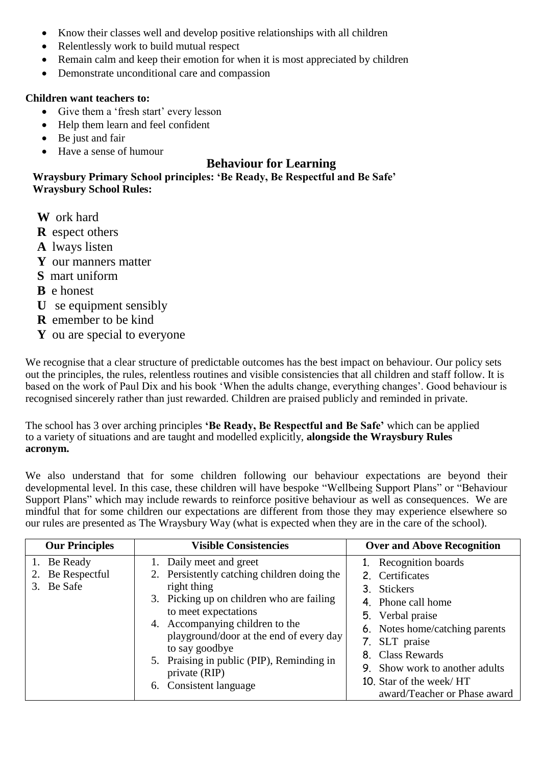- Know their classes well and develop positive relationships with all children
- Relentlessly work to build mutual respect
- Remain calm and keep their emotion for when it is most appreciated by children
- Demonstrate unconditional care and compassion

**Children want teachers to:**

- Give them a 'fresh start' every lesson
- Help them learn and feel confident
- Be just and fair
- Have a sense of humour

## Behaviour for Learning

**Wraysbury Primary School principles: 'Be Ready, Be Respectful and Be Safe'**
**Wraysbury School Rules:**

**W** ork hard
**R** espect others
**A** lways listen
**Y** our manners matter
**S** mart uniform
**B** e honest
**U** se equipment sensibly
**R** emember to be kind
**Y** ou are special to everyone

We recognise that a clear structure of predictable outcomes has the best impact on behaviour. Our policy sets out the principles, the rules, relentless routines and visible consistencies that all children and staff follow. It is based on the work of Paul Dix and his book 'When the adults change, everything changes'. Good behaviour is recognised sincerely rather than just rewarded. Children are praised publicly and reminded in private.

The school has 3 over arching principles **'Be Ready, Be Respectful and Be Safe'** which can be applied to a variety of situations and are taught and modelled explicitly, **alongside the Wraysbury Rules acronym.**

We also understand that for some children following our behaviour expectations are beyond their developmental level. In this case, these children will have bespoke "Wellbeing Support Plans" or "Behaviour Support Plans" which may include rewards to reinforce positive behaviour as well as consequences. We are mindful that for some children our expectations are different from those they may experience elsewhere so our rules are presented as The Wraysbury Way (what is expected when they are in the care of the school).

| Our Principles | Visible Consistencies | Over and Above Recognition |
|---|---|---|
| 1. Be Ready<br>2. Be Respectful<br>3. Be Safe | 1. Daily meet and greet<br>2. Persistently catching children doing the right thing<br>3. Picking up on children who are failing to meet expectations<br>4. Accompanying children to the playground/door at the end of every day to say goodbye<br>5. Praising in public (PIP), Reminding in private (RIP)<br>6. Consistent language | 1. Recognition boards<br>2. Certificates<br>3. Stickers<br>4. Phone call home<br>5. Verbal praise<br>6. Notes home/catching parents<br>7. SLT praise<br>8. Class Rewards<br>9. Show work to another adults<br>10. Star of the week/ HT award/Teacher or Phase award |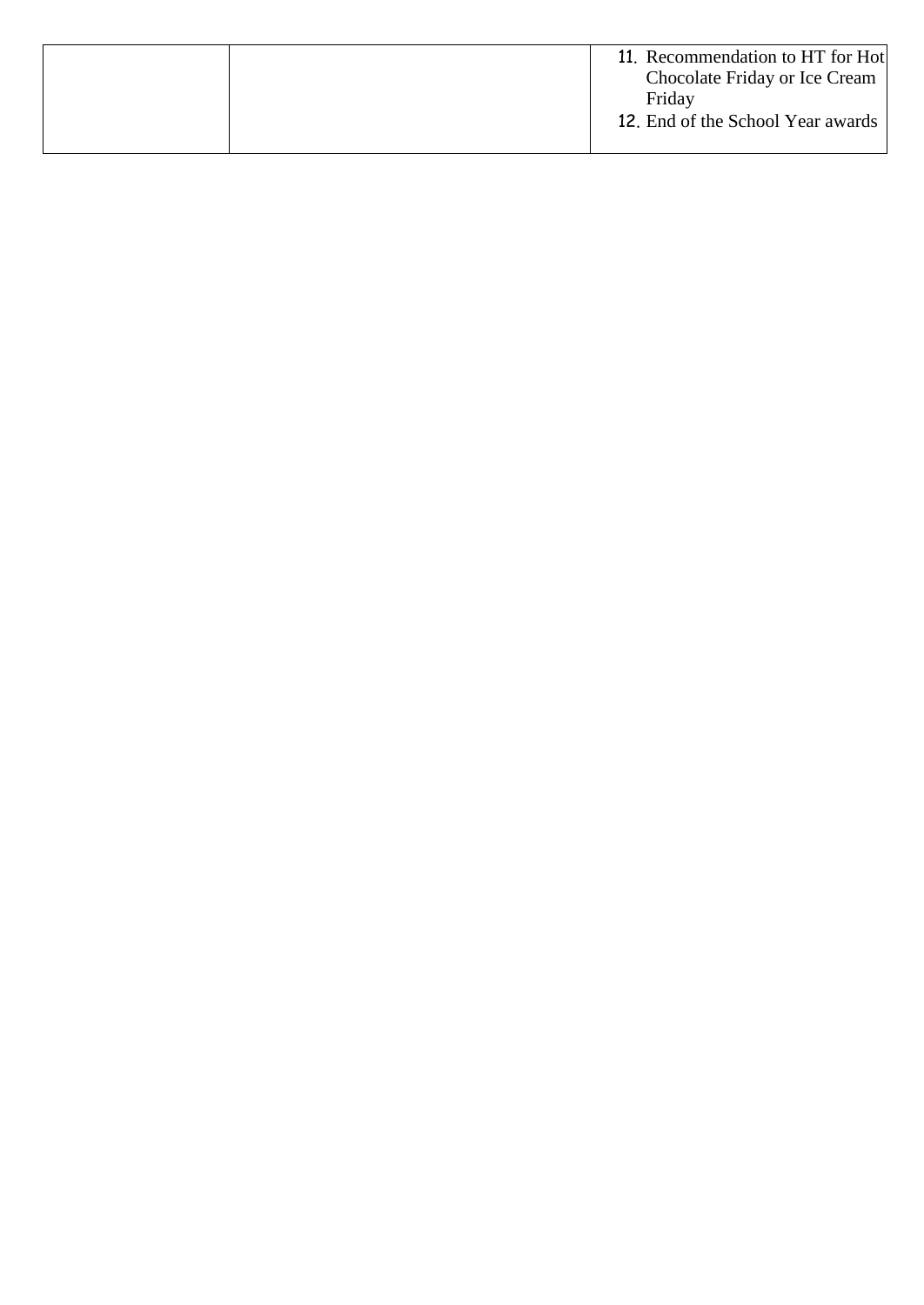| | | |
|---|---|---|
| | | 11. Recommendation to HT for Hot Chocolate Friday or Ice Cream Friday<br>12. End of the School Year awards |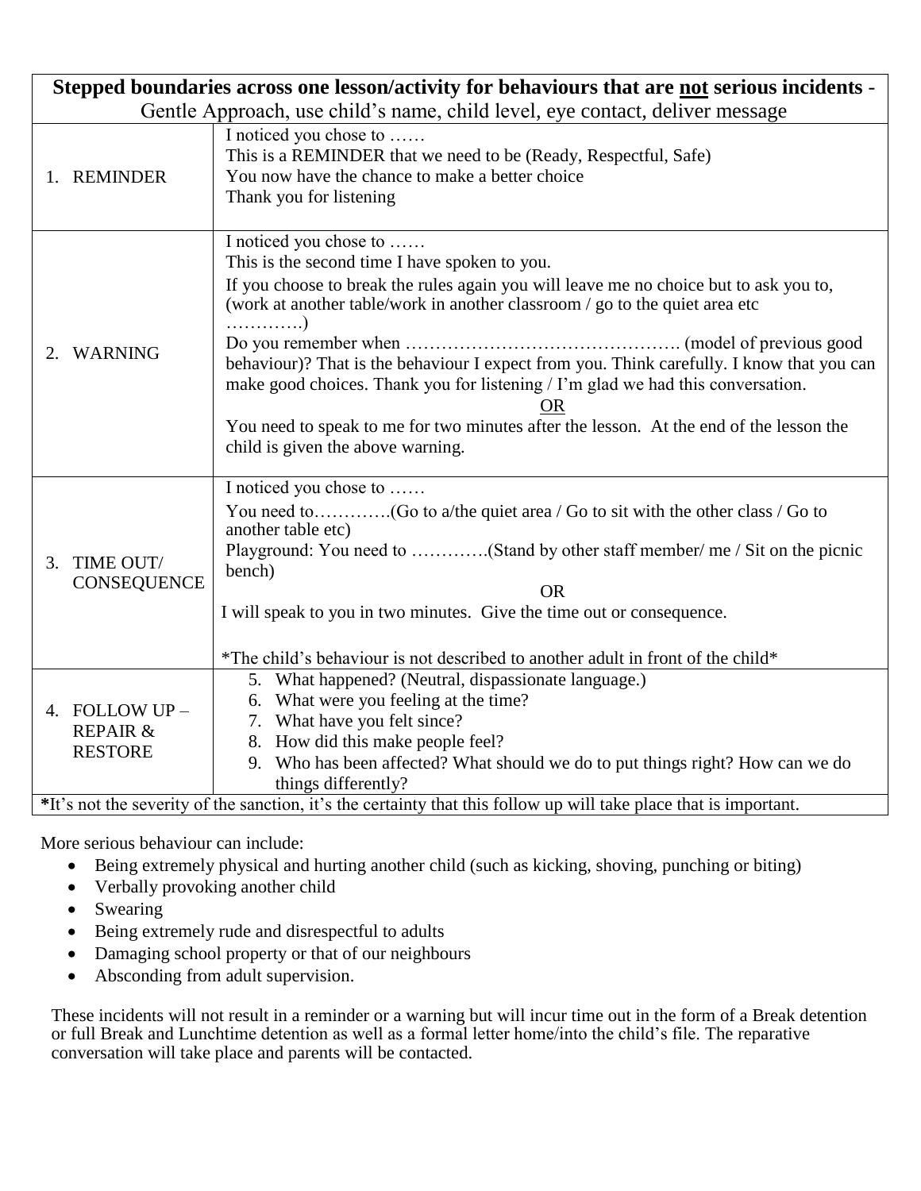| **Stepped boundaries across one lesson/activity for behaviours that are <u>not</u> serious incidents** - Gentle Approach, use child's name, child level, eye contact, deliver message | |
|---|---|
| 1. REMINDER | I noticed you chose to ……<br>This is a REMINDER that we need to be (Ready, Respectful, Safe)<br>You now have the chance to make a better choice<br>Thank you for listening |
| 2. WARNING | I noticed you chose to ……<br>This is the second time I have spoken to you.<br>If you choose to break the rules again you will leave me no choice but to ask you to, (work at another table/work in another classroom / go to the quiet area etc ………….)<br>Do you remember when ………………………………………. (model of previous good behaviour)? That is the behaviour I expect from you. Think carefully. I know that you can make good choices. Thank you for listening / I'm glad we had this conversation.<br><u>OR</u><br>You need to speak to me for two minutes after the lesson. At the end of the lesson the child is given the above warning. |
| 3. TIME OUT/ CONSEQUENCE | I noticed you chose to ……<br>You need to………….(Go to a/the quiet area / Go to sit with the other class / Go to another table etc)<br>Playground: You need to ………….(Stand by other staff member/ me / Sit on the picnic bench)<br>OR<br>I will speak to you in two minutes. Give the time out or consequence.<br><br>*The child's behaviour is not described to another adult in front of the child* |
| 4. FOLLOW UP – REPAIR & RESTORE | 5. What happened? (Neutral, dispassionate language.)<br>6. What were you feeling at the time?<br>7. What have you felt since?<br>8. How did this make people feel?<br>9. Who has been affected? What should we do to put things right? How can we do things differently? |
| ***It's not the severity of the sanction, it's the certainty that this follow up will take place that is important.** | |

More serious behaviour can include:

- Being extremely physical and hurting another child (such as kicking, shoving, punching or biting)
- Verbally provoking another child
- Swearing
- Being extremely rude and disrespectful to adults
- Damaging school property or that of our neighbours
- Absconding from adult supervision.

These incidents will not result in a reminder or a warning but will incur time out in the form of a Break detention or full Break and Lunchtime detention as well as a formal letter home/into the child's file. The reparative conversation will take place and parents will be contacted.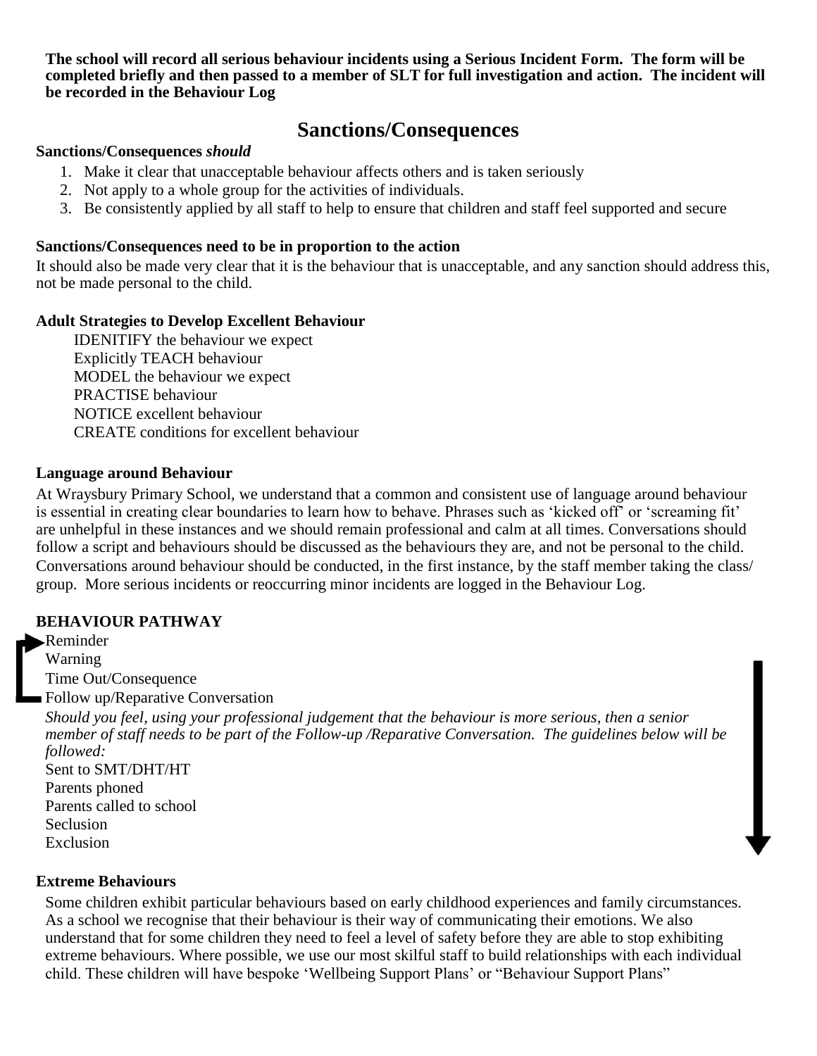**The school will record all serious behaviour incidents using a Serious Incident Form. The form will be completed briefly and then passed to a member of SLT for full investigation and action. The incident will be recorded in the Behaviour Log**

## Sanctions/Consequences

**Sanctions/Consequences *should***

1. Make it clear that unacceptable behaviour affects others and is taken seriously
2. Not apply to a whole group for the activities of individuals.
3. Be consistently applied by all staff to help to ensure that children and staff feel supported and secure

**Sanctions/Consequences need to be in proportion to the action**

It should also be made very clear that it is the behaviour that is unacceptable, and any sanction should address this, not be made personal to the child.

**Adult Strategies to Develop Excellent Behaviour**

IDENITIFY the behaviour we expect
Explicitly TEACH behaviour
MODEL the behaviour we expect
PRACTISE behaviour
NOTICE excellent behaviour
CREATE conditions for excellent behaviour

**Language around Behaviour**

At Wraysbury Primary School, we understand that a common and consistent use of language around behaviour is essential in creating clear boundaries to learn how to behave. Phrases such as 'kicked off' or 'screaming fit' are unhelpful in these instances and we should remain professional and calm at all times. Conversations should follow a script and behaviours should be discussed as the behaviours they are, and not be personal to the child. Conversations around behaviour should be conducted, in the first instance, by the staff member taking the class/ group. More serious incidents or reoccurring minor incidents are logged in the Behaviour Log.

**BEHAVIOUR PATHWAY**

Reminder
Warning
Time Out/Consequence
Follow up/Reparative Conversation

*Should you feel, using your professional judgement that the behaviour is more serious, then a senior member of staff needs to be part of the Follow-up /Reparative Conversation. The guidelines below will be followed:*

Sent to SMT/DHT/HT
Parents phoned
Parents called to school
Seclusion
Exclusion

**Extreme Behaviours**

Some children exhibit particular behaviours based on early childhood experiences and family circumstances. As a school we recognise that their behaviour is their way of communicating their emotions. We also understand that for some children they need to feel a level of safety before they are able to stop exhibiting extreme behaviours. Where possible, we use our most skilful staff to build relationships with each individual child. These children will have bespoke 'Wellbeing Support Plans' or "Behaviour Support Plans"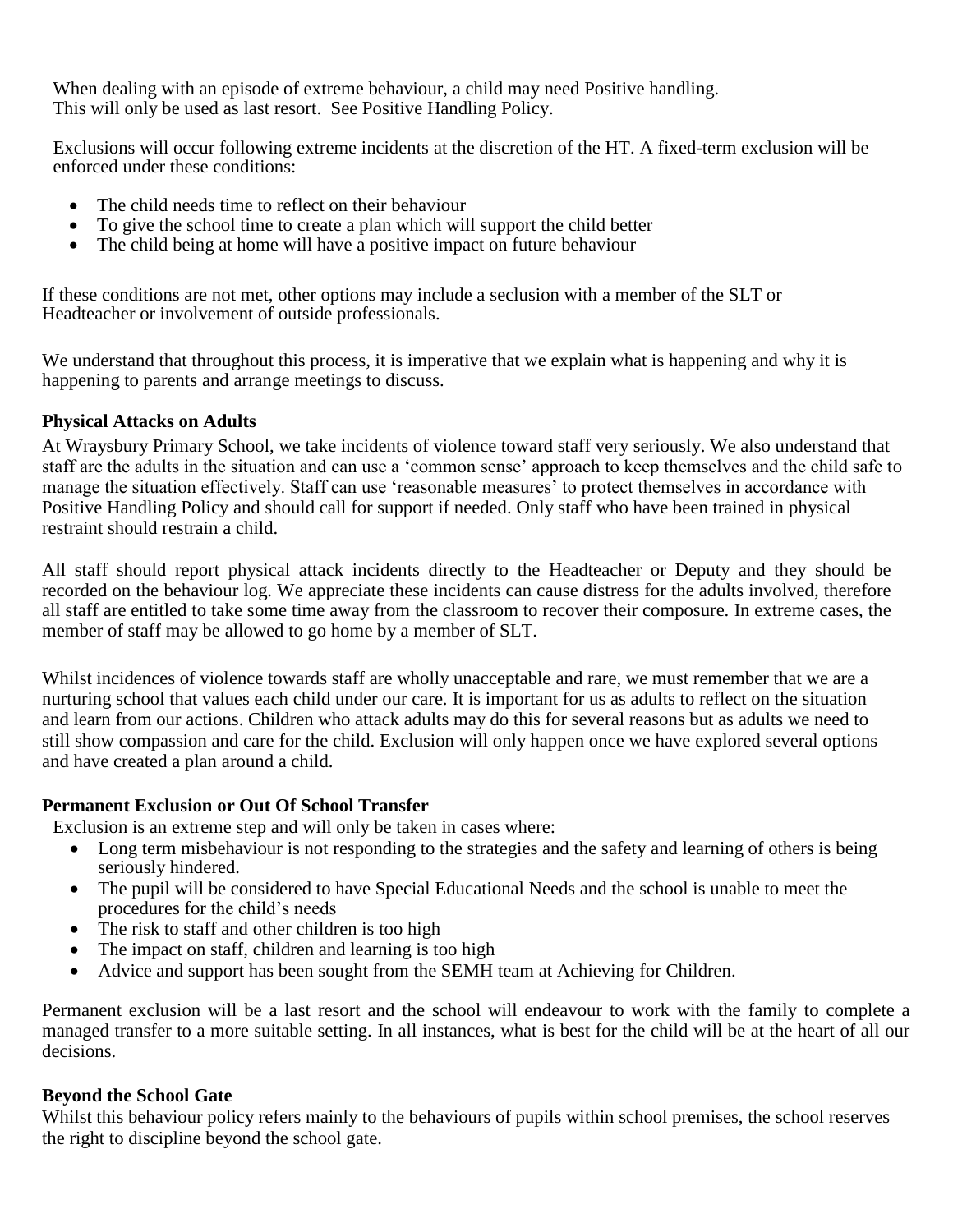When dealing with an episode of extreme behaviour, a child may need Positive handling. This will only be used as last resort. See Positive Handling Policy.

Exclusions will occur following extreme incidents at the discretion of the HT. A fixed-term exclusion will be enforced under these conditions:

- The child needs time to reflect on their behaviour
- To give the school time to create a plan which will support the child better
- The child being at home will have a positive impact on future behaviour

If these conditions are not met, other options may include a seclusion with a member of the SLT or Headteacher or involvement of outside professionals.

We understand that throughout this process, it is imperative that we explain what is happening and why it is happening to parents and arrange meetings to discuss.

**Physical Attacks on Adults**

At Wraysbury Primary School, we take incidents of violence toward staff very seriously. We also understand that staff are the adults in the situation and can use a 'common sense' approach to keep themselves and the child safe to manage the situation effectively. Staff can use 'reasonable measures' to protect themselves in accordance with Positive Handling Policy and should call for support if needed. Only staff who have been trained in physical restraint should restrain a child.

All staff should report physical attack incidents directly to the Headteacher or Deputy and they should be recorded on the behaviour log. We appreciate these incidents can cause distress for the adults involved, therefore all staff are entitled to take some time away from the classroom to recover their composure. In extreme cases, the member of staff may be allowed to go home by a member of SLT.

Whilst incidences of violence towards staff are wholly unacceptable and rare, we must remember that we are a nurturing school that values each child under our care. It is important for us as adults to reflect on the situation and learn from our actions. Children who attack adults may do this for several reasons but as adults we need to still show compassion and care for the child. Exclusion will only happen once we have explored several options and have created a plan around a child.

**Permanent Exclusion or Out Of School Transfer**

Exclusion is an extreme step and will only be taken in cases where:

- Long term misbehaviour is not responding to the strategies and the safety and learning of others is being seriously hindered.
- The pupil will be considered to have Special Educational Needs and the school is unable to meet the procedures for the child's needs
- The risk to staff and other children is too high
- The impact on staff, children and learning is too high
- Advice and support has been sought from the SEMH team at Achieving for Children.

Permanent exclusion will be a last resort and the school will endeavour to work with the family to complete a managed transfer to a more suitable setting. In all instances, what is best for the child will be at the heart of all our decisions.

**Beyond the School Gate**

Whilst this behaviour policy refers mainly to the behaviours of pupils within school premises, the school reserves the right to discipline beyond the school gate.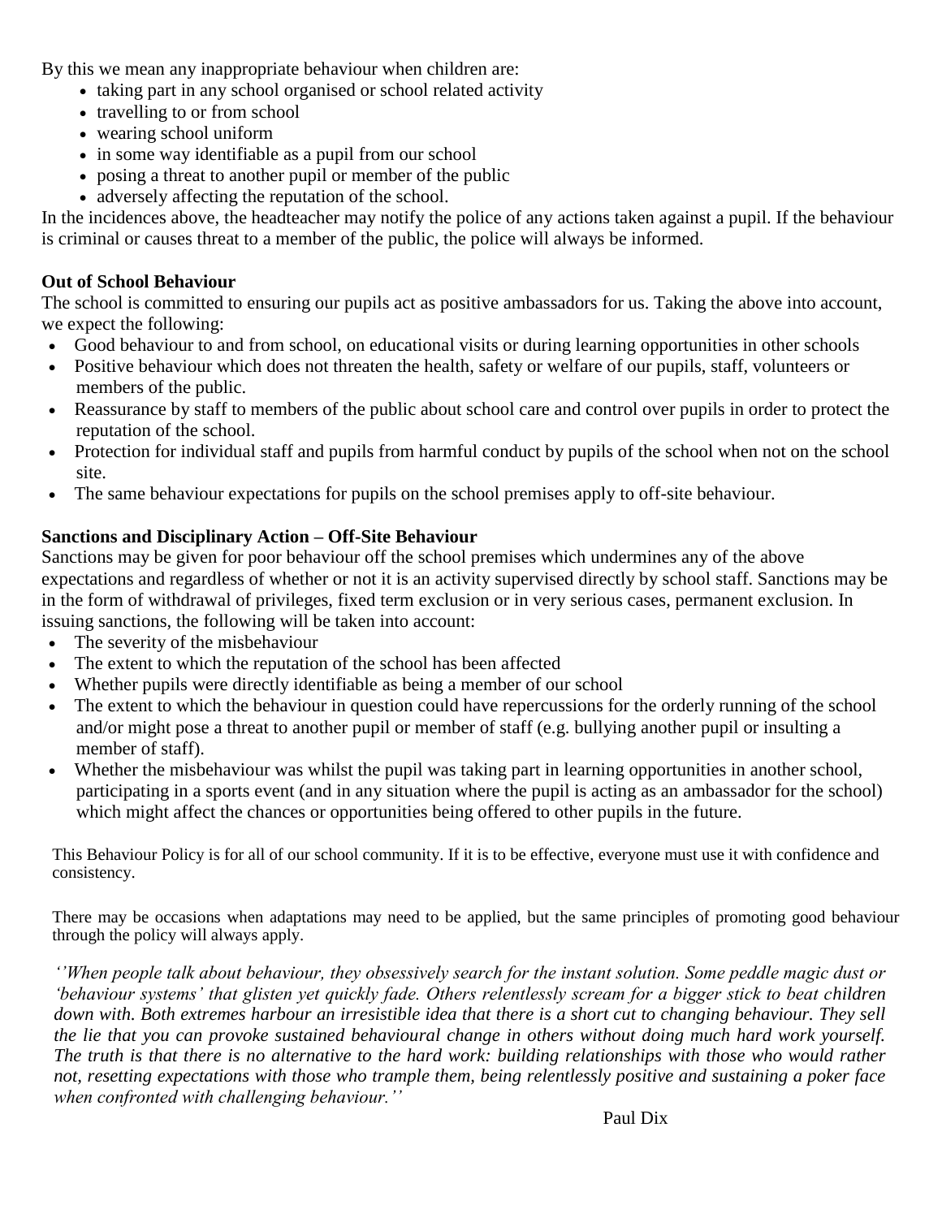By this we mean any inappropriate behaviour when children are:

- taking part in any school organised or school related activity
- travelling to or from school
- wearing school uniform
- in some way identifiable as a pupil from our school
- posing a threat to another pupil or member of the public
- adversely affecting the reputation of the school.

In the incidences above, the headteacher may notify the police of any actions taken against a pupil. If the behaviour is criminal or causes threat to a member of the public, the police will always be informed.

**Out of School Behaviour**

The school is committed to ensuring our pupils act as positive ambassadors for us. Taking the above into account, we expect the following:

- Good behaviour to and from school, on educational visits or during learning opportunities in other schools
- Positive behaviour which does not threaten the health, safety or welfare of our pupils, staff, volunteers or members of the public.
- Reassurance by staff to members of the public about school care and control over pupils in order to protect the reputation of the school.
- Protection for individual staff and pupils from harmful conduct by pupils of the school when not on the school site.
- The same behaviour expectations for pupils on the school premises apply to off-site behaviour.

**Sanctions and Disciplinary Action – Off-Site Behaviour**

Sanctions may be given for poor behaviour off the school premises which undermines any of the above expectations and regardless of whether or not it is an activity supervised directly by school staff. Sanctions may be in the form of withdrawal of privileges, fixed term exclusion or in very serious cases, permanent exclusion. In issuing sanctions, the following will be taken into account:

- The severity of the misbehaviour
- The extent to which the reputation of the school has been affected
- Whether pupils were directly identifiable as being a member of our school
- The extent to which the behaviour in question could have repercussions for the orderly running of the school and/or might pose a threat to another pupil or member of staff (e.g. bullying another pupil or insulting a member of staff).
- Whether the misbehaviour was whilst the pupil was taking part in learning opportunities in another school, participating in a sports event (and in any situation where the pupil is acting as an ambassador for the school) which might affect the chances or opportunities being offered to other pupils in the future.

This Behaviour Policy is for all of our school community. If it is to be effective, everyone must use it with confidence and consistency.

There may be occasions when adaptations may need to be applied, but the same principles of promoting good behaviour through the policy will always apply.

*''When people talk about behaviour, they obsessively search for the instant solution. Some peddle magic dust or 'behaviour systems' that glisten yet quickly fade. Others relentlessly scream for a bigger stick to beat children down with. Both extremes harbour an irresistible idea that there is a short cut to changing behaviour. They sell the lie that you can provoke sustained behavioural change in others without doing much hard work yourself. The truth is that there is no alternative to the hard work: building relationships with those who would rather not, resetting expectations with those who trample them, being relentlessly positive and sustaining a poker face when confronted with challenging behaviour.''*

Paul Dix